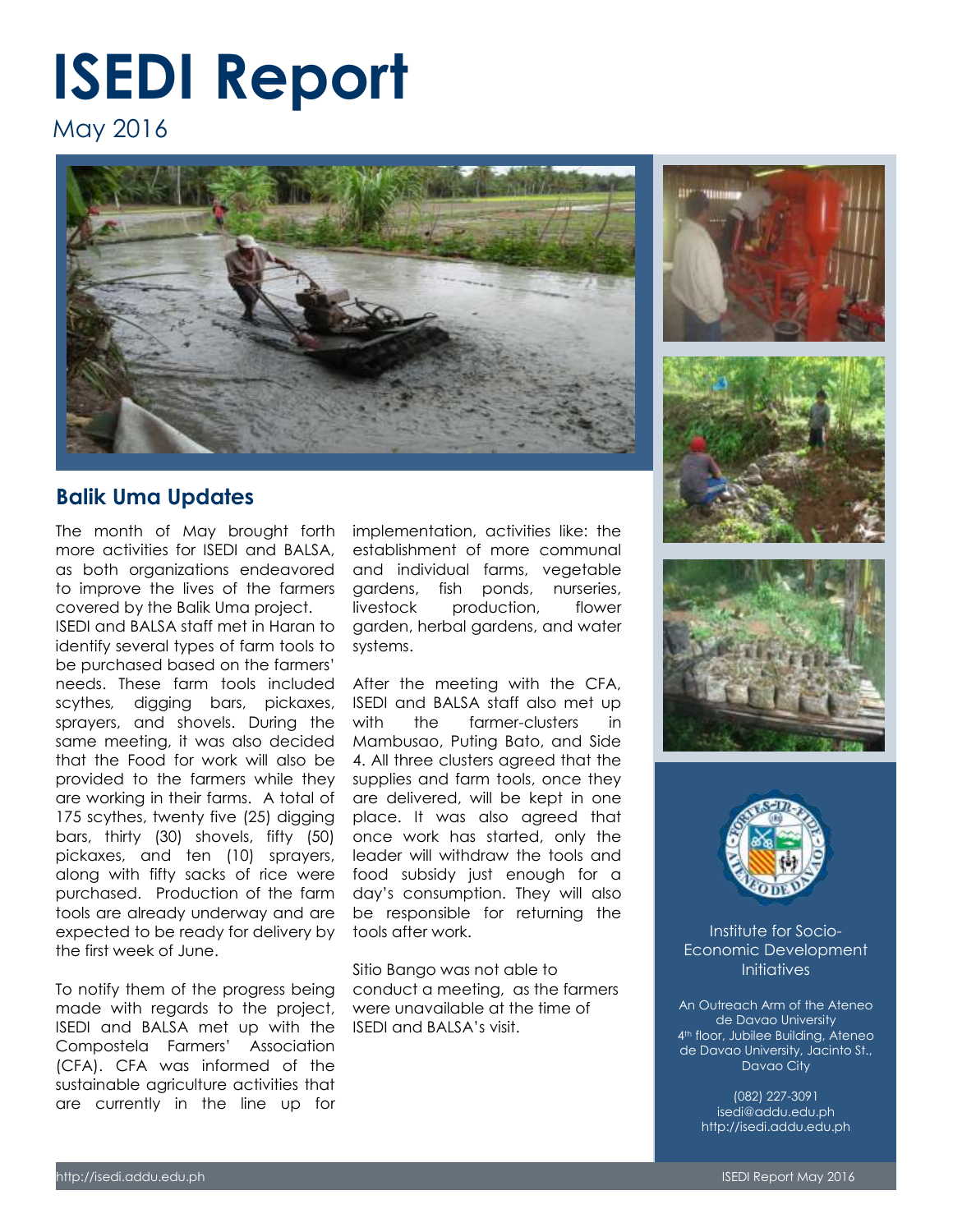# ISEDI Report

May 2016

## Balik Uma Updates

The month of May brought forth more activities for ISEDI and BALSA, as both organizations endeavored to improve the lives of the farmers covered by the Balik Uma project.

ISEDI and BALSA staff met in Haran to identify several types of farm tools to be purchased based on the farmers' needs. These farm tools included scythes, digging bars, pickaxes, sprayers, and shovels. During the same meeting, it was also decided that the Food for work will also be provided to the farmers while they are working in their farms. A total of 175 scythes, twenty five (25) digging bars, thirty (30) shovels, fifty (50) pickaxes, and ten (10) sprayers, along with fifty sacks of rice were purchased. Production of the farm tools are already underway and are expected to be ready for delivery by the first week of June.

To notify them of the progress being made with regards to the project, ISEDI and BALSA met up with the Compostela Farmers' Association (CFA). CFA was informed of the sustainable agriculture activities that are currently in the line up for implementation, activities like: the establishment of more communal and individual farms, vegetable gardens, fish ponds, nurseries, livestock production, flower garden, herbal gardens, and water systems.

After the meeting with the CFA, ISEDI and BALSA staff also met up with the farmer-clusters in Mambusao, Puting Bato, and Side 4. All three clusters agreed that the supplies and farm tools, once they are delivered, will be kept in one place. It was also agreed that once work has started, only the leader will withdraw the tools and food subsidy just enough for a day's consumption. They will also be responsible for returning the tools after work.

Sitio Bango was not able to conduct a meeting, as the farmers were unavailable at the time of ISEDI and BALSA's visit.

Institute for Socio-Economic Development Initiatives

An Outreach Arm of the Ateneo de Davao University
4th floor, Jubilee Building, Ateneo de Davao University, Jacinto St., Davao City

(082) 227-3091
isedi@addu.edu.ph
http://isedi.addu.edu.ph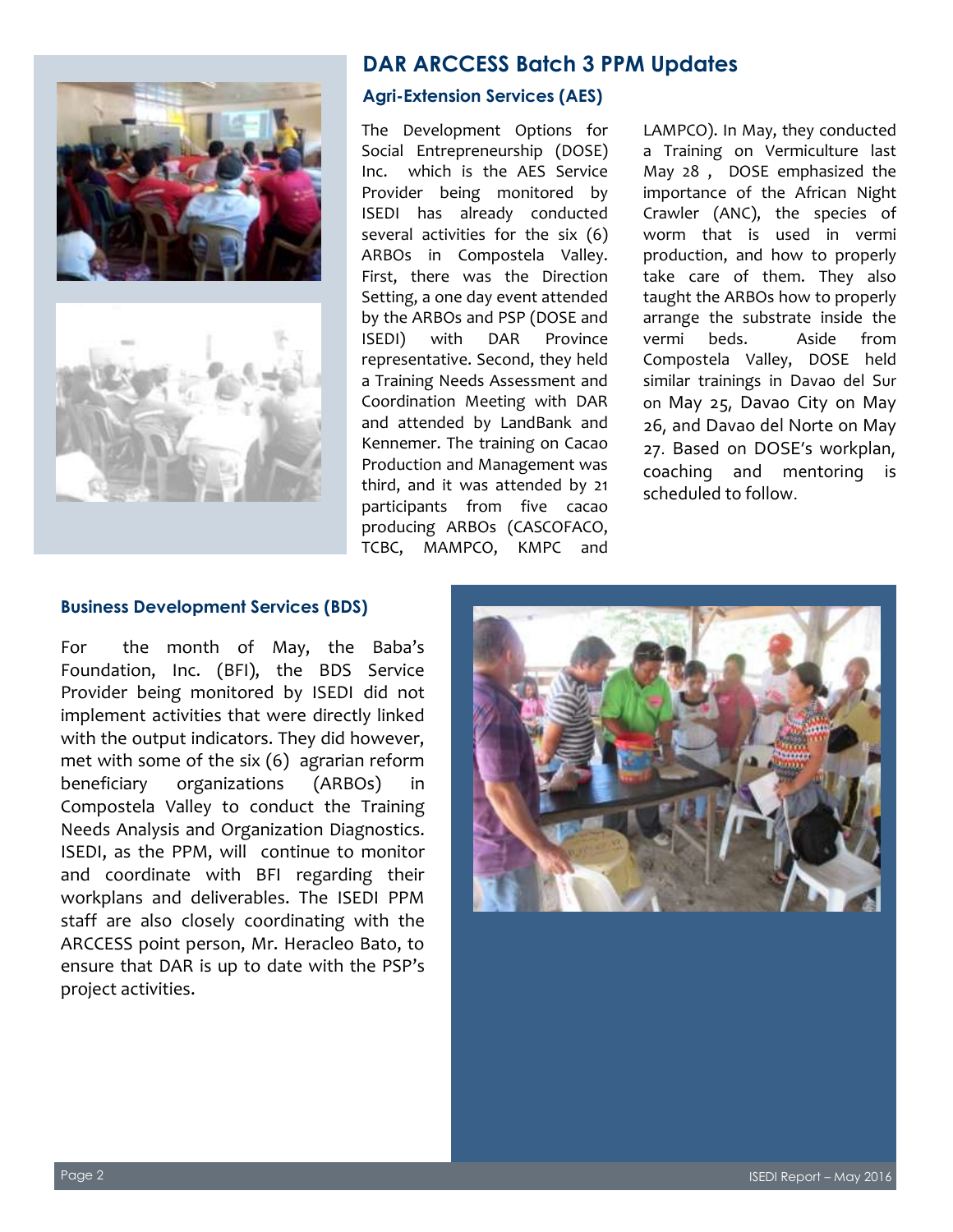## DAR ARCCESS Batch 3 PPM Updates

### Agri-Extension Services (AES)

The Development Options for Social Entrepreneurship (DOSE) Inc. which is the AES Service Provider being monitored by ISEDI has already conducted several activities for the six (6) ARBOs in Compostela Valley. First, there was the Direction Setting, a one day event attended by the ARBOs and PSP (DOSE and ISEDI) with DAR Province representative. Second, they held a Training Needs Assessment and Coordination Meeting with DAR and attended by LandBank and Kennemer. The training on Cacao Production and Management was third, and it was attended by 21 participants from five cacao producing ARBOs (CASCOFACO, TCBC, MAMPCO, KMPC and LAMPCO). In May, they conducted a Training on Vermiculture last May 28 , DOSE emphasized the importance of the African Night Crawler (ANC), the species of worm that is used in vermi production, and how to properly take care of them. They also taught the ARBOs how to properly arrange the substrate inside the vermi beds. Aside from Compostela Valley, DOSE held similar trainings in Davao del Sur on May 25, Davao City on May 26, and Davao del Norte on May 27. Based on DOSE's workplan, coaching and mentoring is scheduled to follow.

### Business Development Services (BDS)

For the month of May, the Baba's Foundation, Inc. (BFI), the BDS Service Provider being monitored by ISEDI did not implement activities that were directly linked with the output indicators. They did however, met with some of the six (6) agrarian reform beneficiary organizations (ARBOs) in Compostela Valley to conduct the Training Needs Analysis and Organization Diagnostics. ISEDI, as the PPM, will continue to monitor and coordinate with BFI regarding their workplans and deliverables. The ISEDI PPM staff are also closely coordinating with the ARCCESS point person, Mr. Heracleo Bato, to ensure that DAR is up to date with the PSP's project activities.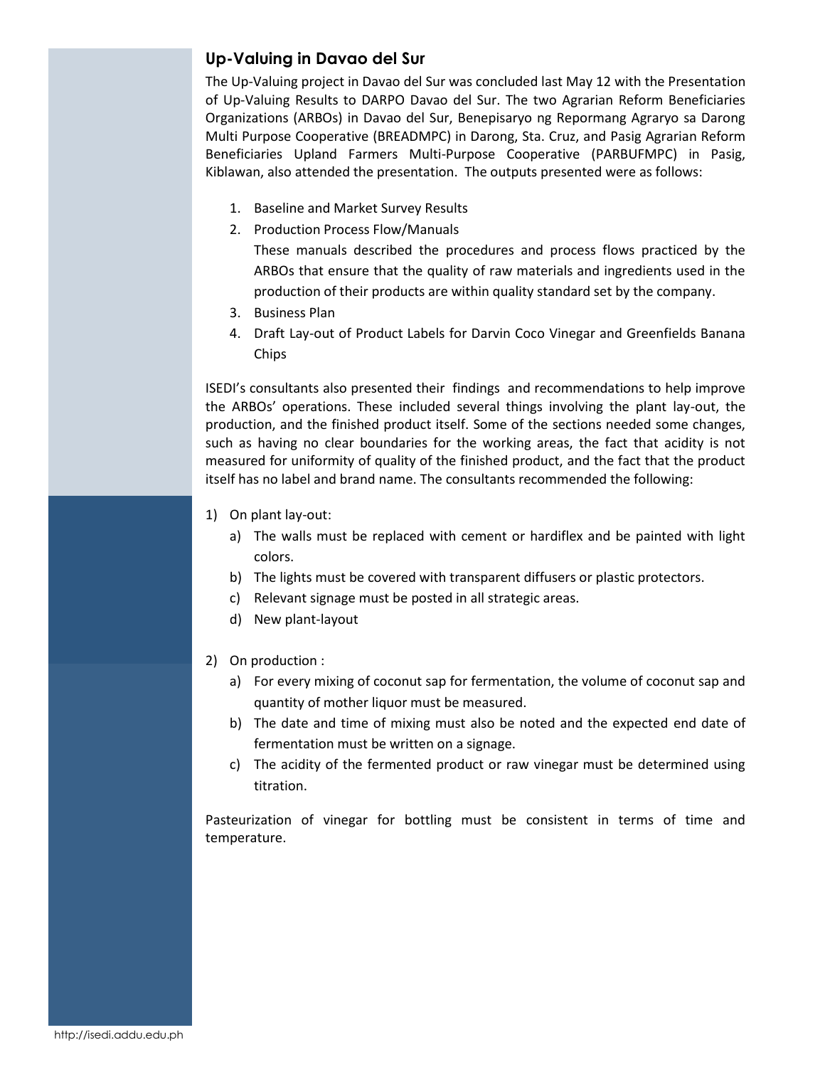## Up-Valuing in Davao del Sur

The Up-Valuing project in Davao del Sur was concluded last May 12 with the Presentation of Up-Valuing Results to DARPO Davao del Sur. The two Agrarian Reform Beneficiaries Organizations (ARBOs) in Davao del Sur, Benepisaryo ng Repormang Agraryo sa Darong Multi Purpose Cooperative (BREADMPC) in Darong, Sta. Cruz, and Pasig Agrarian Reform Beneficiaries Upland Farmers Multi-Purpose Cooperative (PARBUFMPC) in Pasig, Kiblawan, also attended the presentation. The outputs presented were as follows:

1. Baseline and Market Survey Results
2. Production Process Flow/Manuals
   These manuals described the procedures and process flows practiced by the ARBOs that ensure that the quality of raw materials and ingredients used in the production of their products are within quality standard set by the company.
3. Business Plan
4. Draft Lay-out of Product Labels for Darvin Coco Vinegar and Greenfields Banana Chips

ISEDI's consultants also presented their findings and recommendations to help improve the ARBOs' operations. These included several things involving the plant lay-out, the production, and the finished product itself. Some of the sections needed some changes, such as having no clear boundaries for the working areas, the fact that acidity is not measured for uniformity of quality of the finished product, and the fact that the product itself has no label and brand name. The consultants recommended the following:

1) On plant lay-out:
   a) The walls must be replaced with cement or hardiflex and be painted with light colors.
   b) The lights must be covered with transparent diffusers or plastic protectors.
   c) Relevant signage must be posted in all strategic areas.
   d) New plant-layout

2) On production :
   a) For every mixing of coconut sap for fermentation, the volume of coconut sap and quantity of mother liquor must be measured.
   b) The date and time of mixing must also be noted and the expected end date of fermentation must be written on a signage.
   c) The acidity of the fermented product or raw vinegar must be determined using titration.

Pasteurization of vinegar for bottling must be consistent in terms of time and temperature.